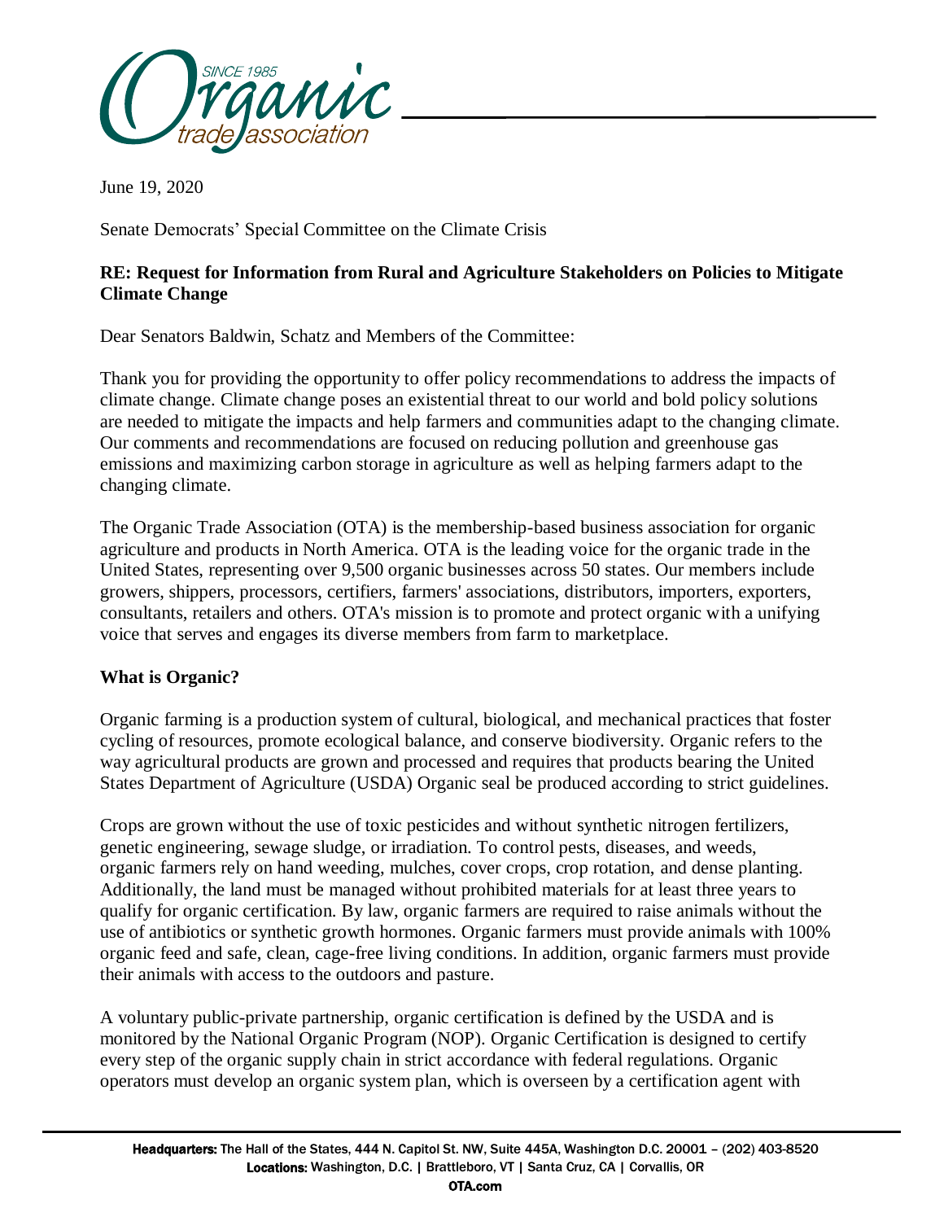June 19, 2020

Senate Democrats' Special Committee on the Climate Crisis

**RE: Request for Information from Rural and Agriculture Stakeholders on Policies to Mitigate Climate Change**

Dear Senators Baldwin, Schatz and Members of the Committee:

Thank you for providing the opportunity to offer policy recommendations to address the impacts of climate change. Climate change poses an existential threat to our world and bold policy solutions are needed to mitigate the impacts and help farmers and communities adapt to the changing climate. Our comments and recommendations are focused on reducing pollution and greenhouse gas emissions and maximizing carbon storage in agriculture as well as helping farmers adapt to the changing climate.

The Organic Trade Association (OTA) is the membership-based business association for organic agriculture and products in North America. OTA is the leading voice for the organic trade in the United States, representing over 9,500 organic businesses across 50 states. Our members include growers, shippers, processors, certifiers, farmers' associations, distributors, importers, exporters, consultants, retailers and others. OTA's mission is to promote and protect organic with a unifying voice that serves and engages its diverse members from farm to marketplace.

**What is Organic?**

Organic farming is a production system of cultural, biological, and mechanical practices that foster cycling of resources, promote ecological balance, and conserve biodiversity. Organic refers to the way agricultural products are grown and processed and requires that products bearing the United States Department of Agriculture (USDA) Organic seal be produced according to strict guidelines.

Crops are grown without the use of toxic pesticides and without synthetic nitrogen fertilizers, genetic engineering, sewage sludge, or irradiation. To control pests, diseases, and weeds, organic farmers rely on hand weeding, mulches, cover crops, crop rotation, and dense planting. Additionally, the land must be managed without prohibited materials for at least three years to qualify for organic certification. By law, organic farmers are required to raise animals without the use of antibiotics or synthetic growth hormones. Organic farmers must provide animals with 100% organic feed and safe, clean, cage-free living conditions. In addition, organic farmers must provide their animals with access to the outdoors and pasture.

A voluntary public-private partnership, organic certification is defined by the USDA and is monitored by the National Organic Program (NOP). Organic Certification is designed to certify every step of the organic supply chain in strict accordance with federal regulations. Organic operators must develop an organic system plan, which is overseen by a certification agent with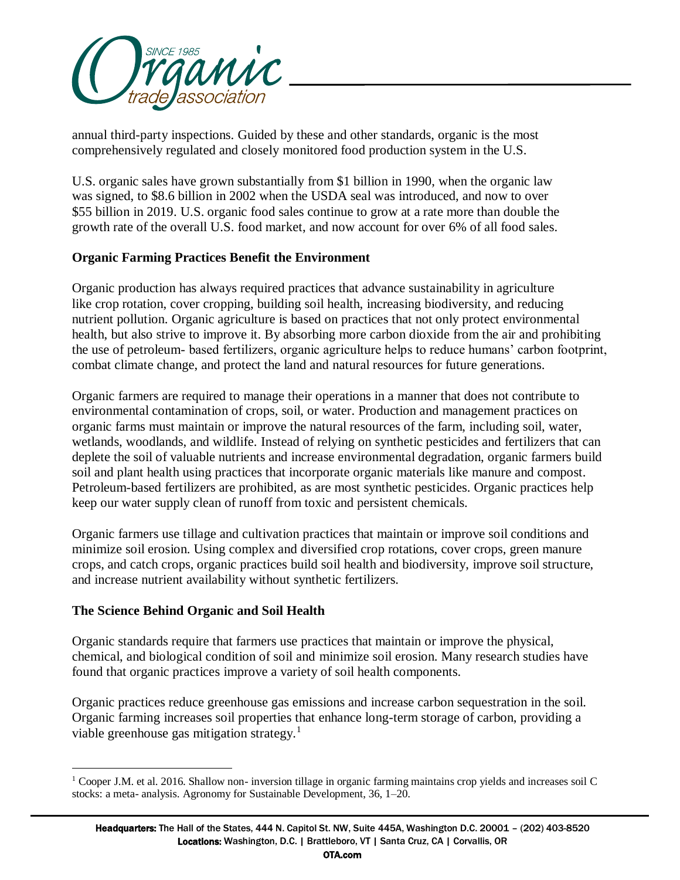annual third-party inspections. Guided by these and other standards, organic is the most comprehensively regulated and closely monitored food production system in the U.S.

U.S. organic sales have grown substantially from $1 billion in 1990, when the organic law was signed, to $8.6 billion in 2002 when the USDA seal was introduced, and now to over $55 billion in 2019. U.S. organic food sales continue to grow at a rate more than double the growth rate of the overall U.S. food market, and now account for over 6% of all food sales.

**Organic Farming Practices Benefit the Environment**

Organic production has always required practices that advance sustainability in agriculture like crop rotation, cover cropping, building soil health, increasing biodiversity, and reducing nutrient pollution. Organic agriculture is based on practices that not only protect environmental health, but also strive to improve it. By absorbing more carbon dioxide from the air and prohibiting the use of petroleum- based fertilizers, organic agriculture helps to reduce humans' carbon footprint, combat climate change, and protect the land and natural resources for future generations.

Organic farmers are required to manage their operations in a manner that does not contribute to environmental contamination of crops, soil, or water. Production and management practices on organic farms must maintain or improve the natural resources of the farm, including soil, water, wetlands, woodlands, and wildlife. Instead of relying on synthetic pesticides and fertilizers that can deplete the soil of valuable nutrients and increase environmental degradation, organic farmers build soil and plant health using practices that incorporate organic materials like manure and compost. Petroleum-based fertilizers are prohibited, as are most synthetic pesticides. Organic practices help keep our water supply clean of runoff from toxic and persistent chemicals.

Organic farmers use tillage and cultivation practices that maintain or improve soil conditions and minimize soil erosion. Using complex and diversified crop rotations, cover crops, green manure crops, and catch crops, organic practices build soil health and biodiversity, improve soil structure, and increase nutrient availability without synthetic fertilizers.

**The Science Behind Organic and Soil Health**

Organic standards require that farmers use practices that maintain or improve the physical, chemical, and biological condition of soil and minimize soil erosion. Many research studies have found that organic practices improve a variety of soil health components.

Organic practices reduce greenhouse gas emissions and increase carbon sequestration in the soil. Organic farming increases soil properties that enhance long-term storage of carbon, providing a viable greenhouse gas mitigation strategy.[1]

[1] Cooper J.M. et al. 2016. Shallow non- inversion tillage in organic farming maintains crop yields and increases soil C stocks: a meta- analysis. Agronomy for Sustainable Development, 36, 1–20.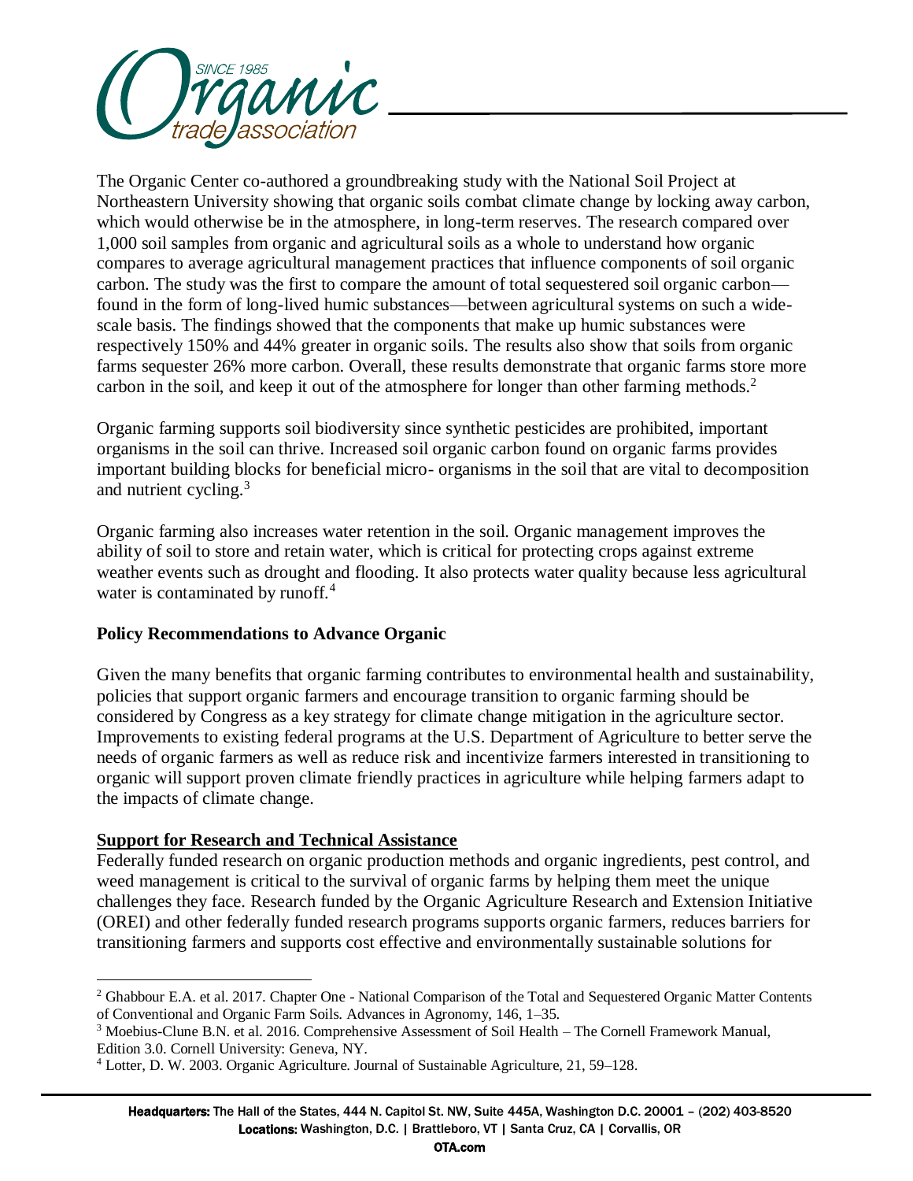The Organic Center co-authored a groundbreaking study with the National Soil Project at Northeastern University showing that organic soils combat climate change by locking away carbon, which would otherwise be in the atmosphere, in long-term reserves. The research compared over 1,000 soil samples from organic and agricultural soils as a whole to understand how organic compares to average agricultural management practices that influence components of soil organic carbon. The study was the first to compare the amount of total sequestered soil organic carbon—found in the form of long-lived humic substances—between agricultural systems on such a wide-scale basis. The findings showed that the components that make up humic substances were respectively 150% and 44% greater in organic soils. The results also show that soils from organic farms sequester 26% more carbon. Overall, these results demonstrate that organic farms store more carbon in the soil, and keep it out of the atmosphere for longer than other farming methods.[2]

Organic farming supports soil biodiversity since synthetic pesticides are prohibited, important organisms in the soil can thrive. Increased soil organic carbon found on organic farms provides important building blocks for beneficial micro- organisms in the soil that are vital to decomposition and nutrient cycling.[3]

Organic farming also increases water retention in the soil. Organic management improves the ability of soil to store and retain water, which is critical for protecting crops against extreme weather events such as drought and flooding. It also protects water quality because less agricultural water is contaminated by runoff.[4]

**Policy Recommendations to Advance Organic**

Given the many benefits that organic farming contributes to environmental health and sustainability, policies that support organic farmers and encourage transition to organic farming should be considered by Congress as a key strategy for climate change mitigation in the agriculture sector. Improvements to existing federal programs at the U.S. Department of Agriculture to better serve the needs of organic farmers as well as reduce risk and incentivize farmers interested in transitioning to organic will support proven climate friendly practices in agriculture while helping farmers adapt to the impacts of climate change.

**Support for Research and Technical Assistance**

Federally funded research on organic production methods and organic ingredients, pest control, and weed management is critical to the survival of organic farms by helping them meet the unique challenges they face. Research funded by the Organic Agriculture Research and Extension Initiative (OREI) and other federally funded research programs supports organic farmers, reduces barriers for transitioning farmers and supports cost effective and environmentally sustainable solutions for

---

[2] Ghabbour E.A. et al. 2017. Chapter One - National Comparison of the Total and Sequestered Organic Matter Contents of Conventional and Organic Farm Soils. Advances in Agronomy, 146, 1–35.

[3] Moebius-Clune B.N. et al. 2016. Comprehensive Assessment of Soil Health – The Cornell Framework Manual, Edition 3.0. Cornell University: Geneva, NY.

[4] Lotter, D. W. 2003. Organic Agriculture. Journal of Sustainable Agriculture, 21, 59–128.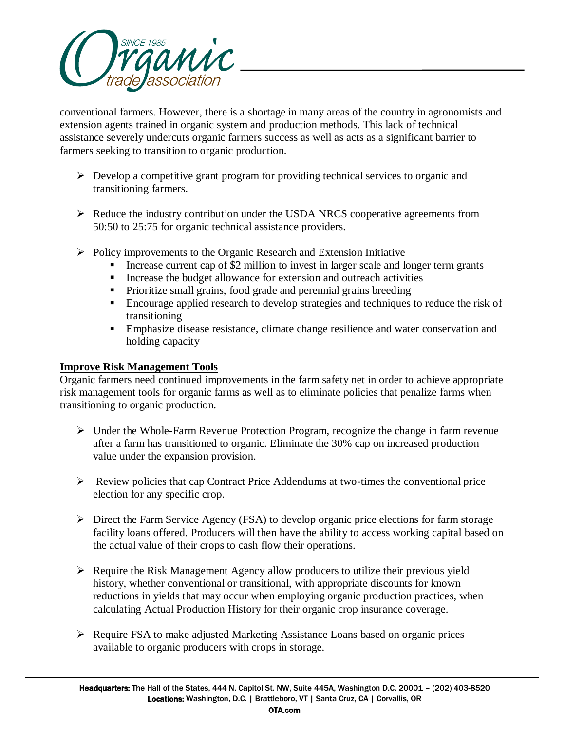conventional farmers. However, there is a shortage in many areas of the country in agronomists and extension agents trained in organic system and production methods. This lack of technical assistance severely undercuts organic farmers success as well as acts as a significant barrier to farmers seeking to transition to organic production.

- Develop a competitive grant program for providing technical services to organic and transitioning farmers.
- Reduce the industry contribution under the USDA NRCS cooperative agreements from 50:50 to 25:75 for organic technical assistance providers.
- Policy improvements to the Organic Research and Extension Initiative
  - Increase current cap of $2 million to invest in larger scale and longer term grants
  - Increase the budget allowance for extension and outreach activities
  - Prioritize small grains, food grade and perennial grains breeding
  - Encourage applied research to develop strategies and techniques to reduce the risk of transitioning
  - Emphasize disease resistance, climate change resilience and water conservation and holding capacity

**Improve Risk Management Tools**

Organic farmers need continued improvements in the farm safety net in order to achieve appropriate risk management tools for organic farms as well as to eliminate policies that penalize farms when transitioning to organic production.

- Under the Whole-Farm Revenue Protection Program, recognize the change in farm revenue after a farm has transitioned to organic. Eliminate the 30% cap on increased production value under the expansion provision.
- Review policies that cap Contract Price Addendums at two-times the conventional price election for any specific crop.
- Direct the Farm Service Agency (FSA) to develop organic price elections for farm storage facility loans offered. Producers will then have the ability to access working capital based on the actual value of their crops to cash flow their operations.
- Require the Risk Management Agency allow producers to utilize their previous yield history, whether conventional or transitional, with appropriate discounts for known reductions in yields that may occur when employing organic production practices, when calculating Actual Production History for their organic crop insurance coverage.
- Require FSA to make adjusted Marketing Assistance Loans based on organic prices available to organic producers with crops in storage.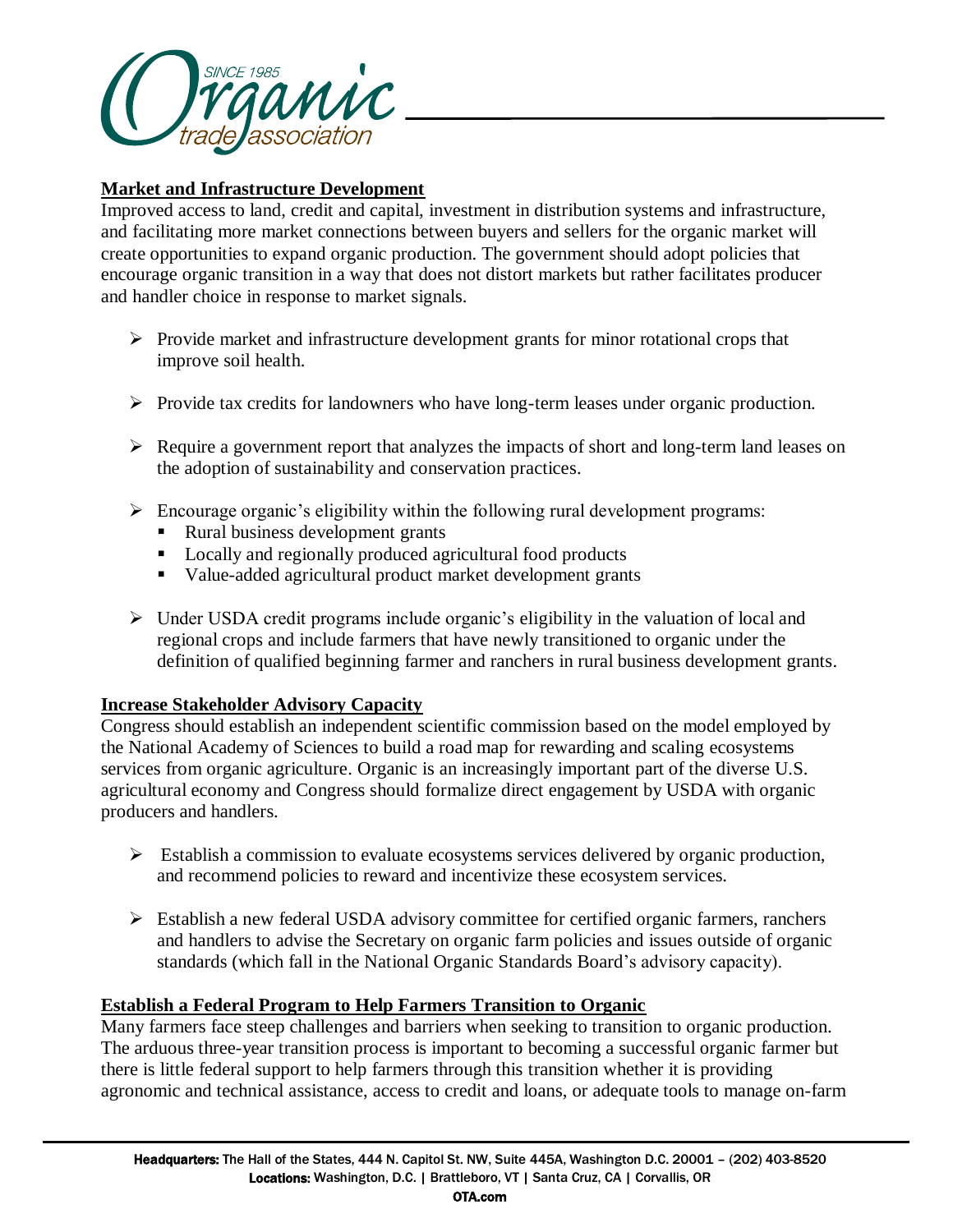## Market and Infrastructure Development

Improved access to land, credit and capital, investment in distribution systems and infrastructure, and facilitating more market connections between buyers and sellers for the organic market will create opportunities to expand organic production. The government should adopt policies that encourage organic transition in a way that does not distort markets but rather facilitates producer and handler choice in response to market signals.

- Provide market and infrastructure development grants for minor rotational crops that improve soil health.
- Provide tax credits for landowners who have long-term leases under organic production.
- Require a government report that analyzes the impacts of short and long-term land leases on the adoption of sustainability and conservation practices.
- Encourage organic's eligibility within the following rural development programs:
  - Rural business development grants
  - Locally and regionally produced agricultural food products
  - Value-added agricultural product market development grants
- Under USDA credit programs include organic's eligibility in the valuation of local and regional crops and include farmers that have newly transitioned to organic under the definition of qualified beginning farmer and ranchers in rural business development grants.

## Increase Stakeholder Advisory Capacity

Congress should establish an independent scientific commission based on the model employed by the National Academy of Sciences to build a road map for rewarding and scaling ecosystems services from organic agriculture. Organic is an increasingly important part of the diverse U.S. agricultural economy and Congress should formalize direct engagement by USDA with organic producers and handlers.

- Establish a commission to evaluate ecosystems services delivered by organic production, and recommend policies to reward and incentivize these ecosystem services.
- Establish a new federal USDA advisory committee for certified organic farmers, ranchers and handlers to advise the Secretary on organic farm policies and issues outside of organic standards (which fall in the National Organic Standards Board's advisory capacity).

## Establish a Federal Program to Help Farmers Transition to Organic

Many farmers face steep challenges and barriers when seeking to transition to organic production. The arduous three-year transition process is important to becoming a successful organic farmer but there is little federal support to help farmers through this transition whether it is providing agronomic and technical assistance, access to credit and loans, or adequate tools to manage on-farm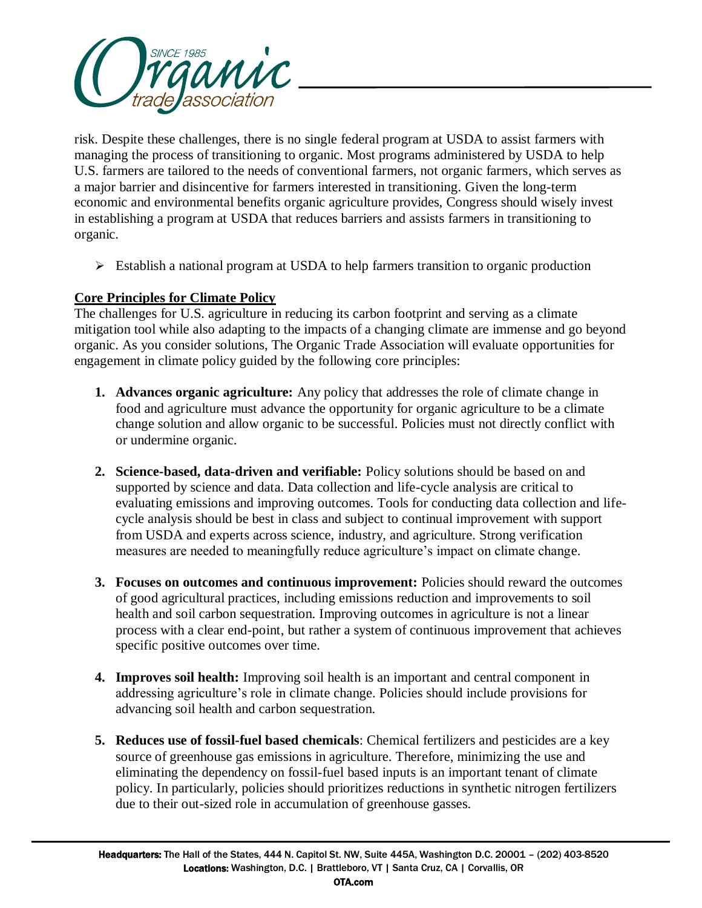risk. Despite these challenges, there is no single federal program at USDA to assist farmers with managing the process of transitioning to organic. Most programs administered by USDA to help U.S. farmers are tailored to the needs of conventional farmers, not organic farmers, which serves as a major barrier and disincentive for farmers interested in transitioning. Given the long-term economic and environmental benefits organic agriculture provides, Congress should wisely invest in establishing a program at USDA that reduces barriers and assists farmers in transitioning to organic.

- Establish a national program at USDA to help farmers transition to organic production

**Core Principles for Climate Policy**

The challenges for U.S. agriculture in reducing its carbon footprint and serving as a climate mitigation tool while also adapting to the impacts of a changing climate are immense and go beyond organic. As you consider solutions, The Organic Trade Association will evaluate opportunities for engagement in climate policy guided by the following core principles:

1. **Advances organic agriculture:** Any policy that addresses the role of climate change in food and agriculture must advance the opportunity for organic agriculture to be a climate change solution and allow organic to be successful. Policies must not directly conflict with or undermine organic.

2. **Science-based, data-driven and verifiable:** Policy solutions should be based on and supported by science and data. Data collection and life-cycle analysis are critical to evaluating emissions and improving outcomes. Tools for conducting data collection and life-cycle analysis should be best in class and subject to continual improvement with support from USDA and experts across science, industry, and agriculture. Strong verification measures are needed to meaningfully reduce agriculture's impact on climate change.

3. **Focuses on outcomes and continuous improvement:** Policies should reward the outcomes of good agricultural practices, including emissions reduction and improvements to soil health and soil carbon sequestration. Improving outcomes in agriculture is not a linear process with a clear end-point, but rather a system of continuous improvement that achieves specific positive outcomes over time.

4. **Improves soil health:** Improving soil health is an important and central component in addressing agriculture's role in climate change. Policies should include provisions for advancing soil health and carbon sequestration.

5. **Reduces use of fossil-fuel based chemicals**: Chemical fertilizers and pesticides are a key source of greenhouse gas emissions in agriculture. Therefore, minimizing the use and eliminating the dependency on fossil-fuel based inputs is an important tenant of climate policy. In particularly, policies should prioritizes reductions in synthetic nitrogen fertilizers due to their out-sized role in accumulation of greenhouse gasses.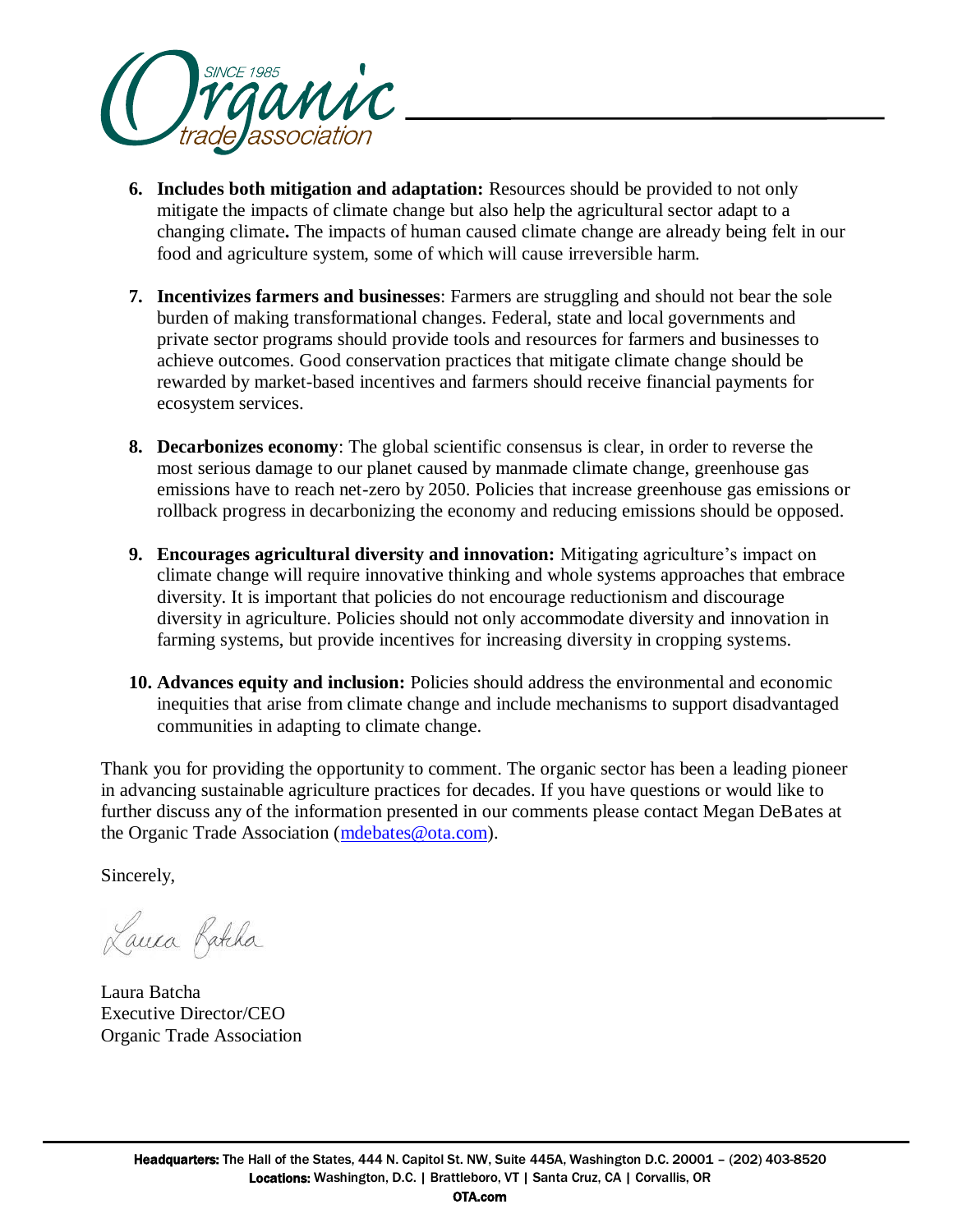6. **Includes both mitigation and adaptation:** Resources should be provided to not only mitigate the impacts of climate change but also help the agricultural sector adapt to a changing climate**.** The impacts of human caused climate change are already being felt in our food and agriculture system, some of which will cause irreversible harm.

7. **Incentivizes farmers and businesses**: Farmers are struggling and should not bear the sole burden of making transformational changes. Federal, state and local governments and private sector programs should provide tools and resources for farmers and businesses to achieve outcomes. Good conservation practices that mitigate climate change should be rewarded by market-based incentives and farmers should receive financial payments for ecosystem services.

8. **Decarbonizes economy**: The global scientific consensus is clear, in order to reverse the most serious damage to our planet caused by manmade climate change, greenhouse gas emissions have to reach net-zero by 2050. Policies that increase greenhouse gas emissions or rollback progress in decarbonizing the economy and reducing emissions should be opposed.

9. **Encourages agricultural diversity and innovation:** Mitigating agriculture's impact on climate change will require innovative thinking and whole systems approaches that embrace diversity. It is important that policies do not encourage reductionism and discourage diversity in agriculture. Policies should not only accommodate diversity and innovation in farming systems, but provide incentives for increasing diversity in cropping systems.

10. **Advances equity and inclusion:** Policies should address the environmental and economic inequities that arise from climate change and include mechanisms to support disadvantaged communities in adapting to climate change.

Thank you for providing the opportunity to comment. The organic sector has been a leading pioneer in advancing sustainable agriculture practices for decades. If you have questions or would like to further discuss any of the information presented in our comments please contact Megan DeBates at the Organic Trade Association (mdebates@ota.com).

Sincerely,

Laura Batcha

Laura Batcha
Executive Director/CEO
Organic Trade Association